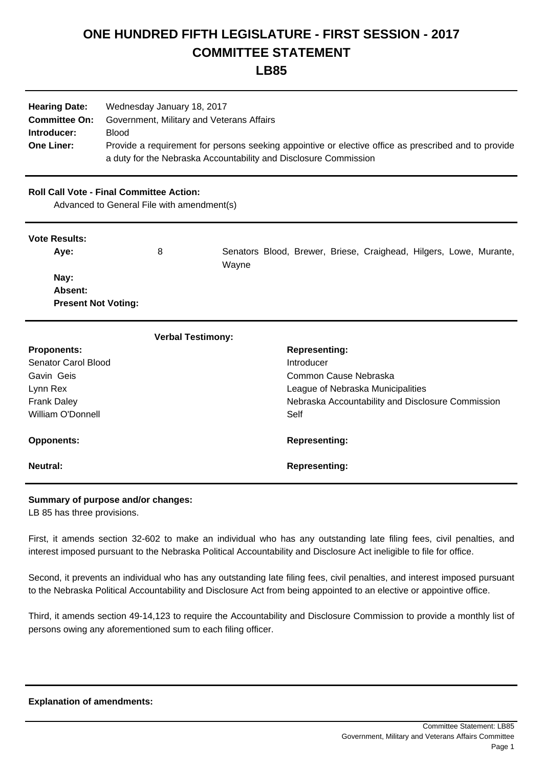# ONE HUNDRED FIFTH LEGISLATURE - FIRST SESSION - 2017
# COMMITTEE STATEMENT
# LB85

**Hearing Date:** Wednesday January 18, 2017
**Committee On:** Government, Military and Veterans Affairs
**Introducer:** Blood
**One Liner:** Provide a requirement for persons seeking appointive or elective office as prescribed and to provide a duty for the Nebraska Accountability and Disclosure Commission

**Roll Call Vote - Final Committee Action:**
Advanced to General File with amendment(s)

**Vote Results:**

| | | |
|---|---|---|
| **Aye:** | 8 | Senators Blood, Brewer, Briese, Craighead, Hilgers, Lowe, Murante, Wayne |
| **Nay:** | | |
| **Absent:** | | |
| **Present Not Voting:** | | |

**Verbal Testimony:**

| **Proponents:** | **Representing:** |
|---|---|
| Senator Carol Blood | Introducer |
| Gavin Geis | Common Cause Nebraska |
| Lynn Rex | League of Nebraska Municipalities |
| Frank Daley | Nebraska Accountability and Disclosure Commission |
| William O'Donnell | Self |

| **Opponents:** | **Representing:** |
|---|---|

| **Neutral:** | **Representing:** |
|---|---|

**Summary of purpose and/or changes:**
LB 85 has three provisions.

First, it amends section 32-602 to make an individual who has any outstanding late filing fees, civil penalties, and interest imposed pursuant to the Nebraska Political Accountability and Disclosure Act ineligible to file for office.

Second, it prevents an individual who has any outstanding late filing fees, civil penalties, and interest imposed pursuant to the Nebraska Political Accountability and Disclosure Act from being appointed to an elective or appointive office.

Third, it amends section 49-14,123 to require the Accountability and Disclosure Commission to provide a monthly list of persons owing any aforementioned sum to each filing officer.

**Explanation of amendments:**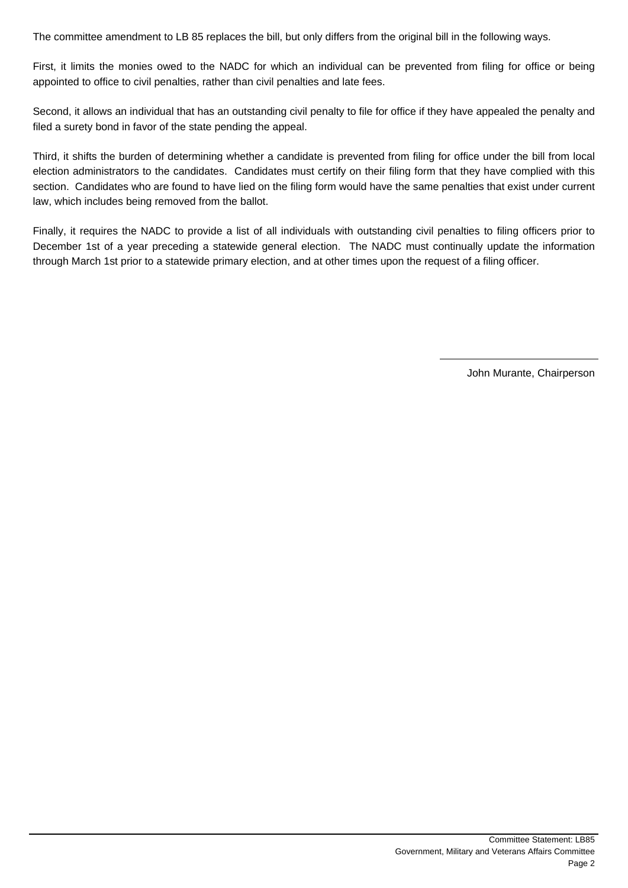The committee amendment to LB 85 replaces the bill, but only differs from the original bill in the following ways.

First, it limits the monies owed to the NADC for which an individual can be prevented from filing for office or being appointed to office to civil penalties, rather than civil penalties and late fees.

Second, it allows an individual that has an outstanding civil penalty to file for office if they have appealed the penalty and filed a surety bond in favor of the state pending the appeal.

Third, it shifts the burden of determining whether a candidate is prevented from filing for office under the bill from local election administrators to the candidates. Candidates must certify on their filing form that they have complied with this section. Candidates who are found to have lied on the filing form would have the same penalties that exist under current law, which includes being removed from the ballot.

Finally, it requires the NADC to provide a list of all individuals with outstanding civil penalties to filing officers prior to December 1st of a year preceding a statewide general election. The NADC must continually update the information through March 1st prior to a statewide primary election, and at other times upon the request of a filing officer.

John Murante, Chairperson